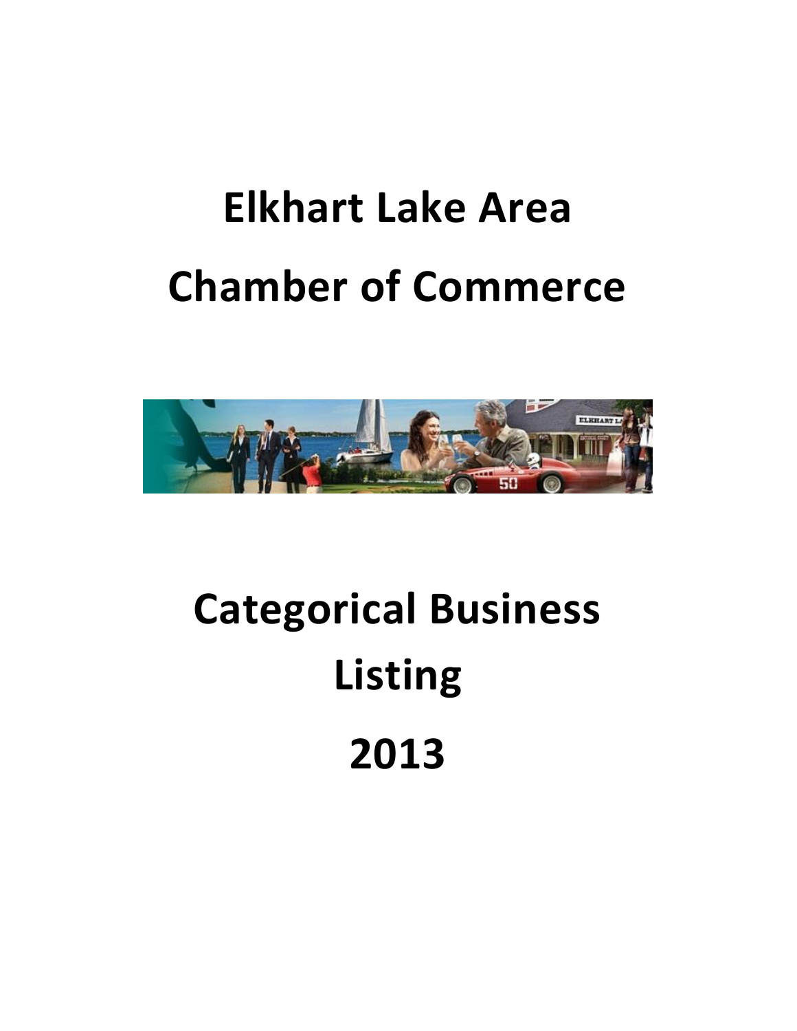# Elkhart Lake Area Chamber of Commerce

# Categorical Business Listing 2013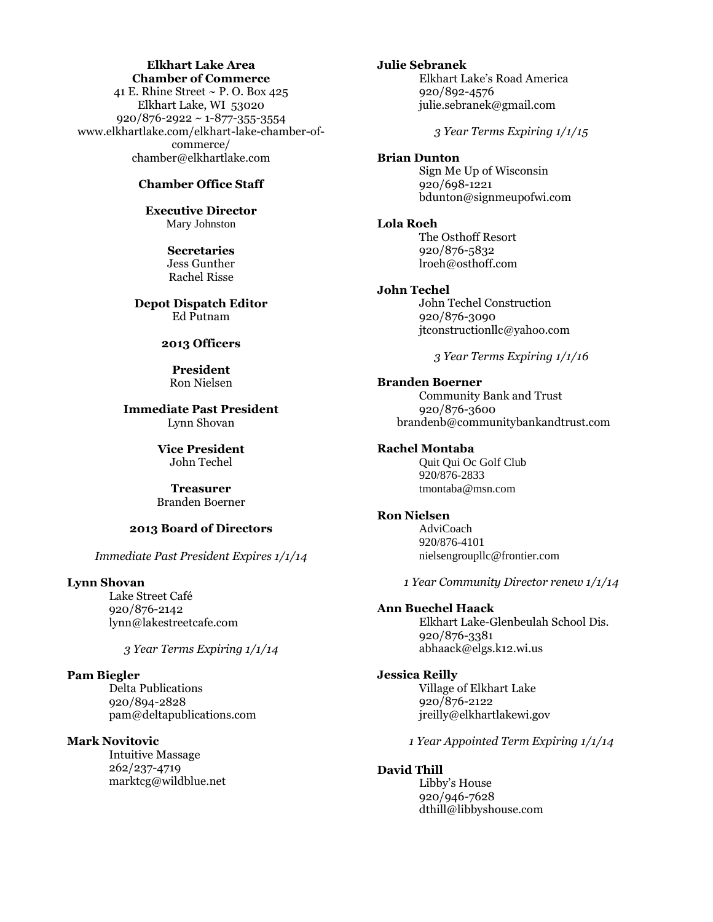**Elkhart Lake Area**
**Chamber of Commerce**

41 E. Rhine Street ~ P. O. Box 425
Elkhart Lake, WI 53020
920/876-2922 ~ 1-877-355-3554
www.elkhartlake.com/elkhart-lake-chamber-of-commerce/
chamber@elkhartlake.com

**Chamber Office Staff**

**Executive Director**
Mary Johnston

**Secretaries**
Jess Gunther
Rachel Risse

**Depot Dispatch Editor**
Ed Putnam

**2013 Officers**

**President**
Ron Nielsen

**Immediate Past President**
Lynn Shovan

**Vice President**
John Techel

**Treasurer**
Branden Boerner

**2013 Board of Directors**

*Immediate Past President Expires 1/1/14*

**Lynn Shovan**
Lake Street Café
920/876-2142
lynn@lakestreetcafe.com

*3 Year Terms Expiring 1/1/14*

**Pam Biegler**
Delta Publications
920/894-2828
pam@deltapublications.com

**Mark Novitovic**
Intuitive Massage
262/237-4719
marktcg@wildblue.net

**Julie Sebranek**
Elkhart Lake's Road America
920/892-4576
julie.sebranek@gmail.com

*3 Year Terms Expiring 1/1/15*

**Brian Dunton**
Sign Me Up of Wisconsin
920/698-1221
bdunton@signmeupofwi.com

**Lola Roeh**
The Osthoff Resort
920/876-5832
lroeh@osthoff.com

**John Techel**
John Techel Construction
920/876-3090
jtconstructionllc@yahoo.com

*3 Year Terms Expiring 1/1/16*

**Branden Boerner**
Community Bank and Trust
920/876-3600
brandenb@communitybankandtrust.com

**Rachel Montaba**
Quit Qui Oc Golf Club
920/876-2833
tmontaba@msn.com

**Ron Nielsen**
AdviCoach
920/876-4101
nielsengroupllc@frontier.com

*1 Year Community Director renew 1/1/14*

**Ann Buechel Haack**
Elkhart Lake-Glenbeulah School Dis.
920/876-3381
abhaack@elgs.k12.wi.us

**Jessica Reilly**
Village of Elkhart Lake
920/876-2122
jreilly@elkhartlakewi.gov

*1 Year Appointed Term Expiring 1/1/14*

**David Thill**
Libby's House
920/946-7628
dthill@libbyshouse.com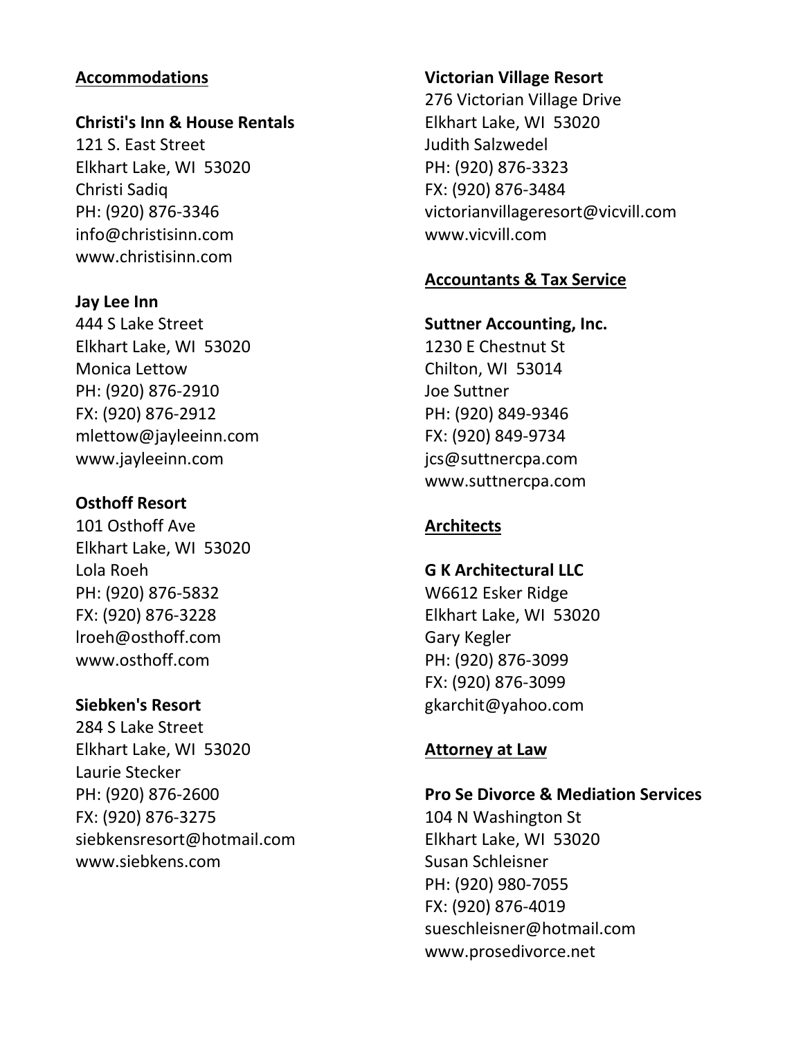## Accommodations

**Christi's Inn & House Rentals**
121 S. East Street
Elkhart Lake, WI 53020
Christi Sadiq
PH: (920) 876-3346
info@christisinn.com
www.christisinn.com

**Jay Lee Inn**
444 S Lake Street
Elkhart Lake, WI 53020
Monica Lettow
PH: (920) 876-2910
FX: (920) 876-2912
mlettow@jayleeinn.com
www.jayleeinn.com

**Osthoff Resort**
101 Osthoff Ave
Elkhart Lake, WI 53020
Lola Roeh
PH: (920) 876-5832
FX: (920) 876-3228
lroeh@osthoff.com
www.osthoff.com

**Siebken's Resort**
284 S Lake Street
Elkhart Lake, WI 53020
Laurie Stecker
PH: (920) 876-2600
FX: (920) 876-3275
siebkensresort@hotmail.com
www.siebkens.com

**Victorian Village Resort**
276 Victorian Village Drive
Elkhart Lake, WI 53020
Judith Salzwedel
PH: (920) 876-3323
FX: (920) 876-3484
victorianvillageresort@vicvill.com
www.vicvill.com

## Accountants & Tax Service

**Suttner Accounting, Inc.**
1230 E Chestnut St
Chilton, WI 53014
Joe Suttner
PH: (920) 849-9346
FX: (920) 849-9734
jcs@suttnercpa.com
www.suttnercpa.com

## Architects

**G K Architectural LLC**
W6612 Esker Ridge
Elkhart Lake, WI 53020
Gary Kegler
PH: (920) 876-3099
FX: (920) 876-3099
gkarchit@yahoo.com

## Attorney at Law

**Pro Se Divorce & Mediation Services**
104 N Washington St
Elkhart Lake, WI 53020
Susan Schleisner
PH: (920) 980-7055
FX: (920) 876-4019
sueschleisner@hotmail.com
www.prosedivorce.net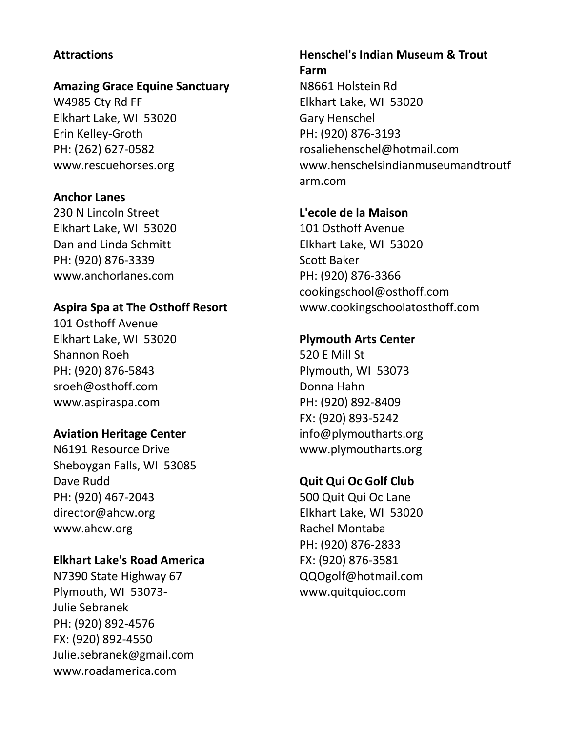## Attractions

**Amazing Grace Equine Sanctuary**
W4985 Cty Rd FF
Elkhart Lake, WI 53020
Erin Kelley-Groth
PH: (262) 627-0582
www.rescuehorses.org

**Anchor Lanes**
230 N Lincoln Street
Elkhart Lake, WI 53020
Dan and Linda Schmitt
PH: (920) 876-3339
www.anchorlanes.com

**Aspira Spa at The Osthoff Resort**
101 Osthoff Avenue
Elkhart Lake, WI 53020
Shannon Roeh
PH: (920) 876-5843
sroeh@osthoff.com
www.aspiraspa.com

**Aviation Heritage Center**
N6191 Resource Drive
Sheboygan Falls, WI 53085
Dave Rudd
PH: (920) 467-2043
director@ahcw.org
www.ahcw.org

**Elkhart Lake's Road America**
N7390 State Highway 67
Plymouth, WI 53073-
Julie Sebranek
PH: (920) 892-4576
FX: (920) 892-4550
Julie.sebranek@gmail.com
www.roadamerica.com

**Henschel's Indian Museum & Trout Farm**
N8661 Holstein Rd
Elkhart Lake, WI 53020
Gary Henschel
PH: (920) 876-3193
rosaliehenschel@hotmail.com
www.henschelsindianmuseumandtroutfarm.com

**L'ecole de la Maison**
101 Osthoff Avenue
Elkhart Lake, WI 53020
Scott Baker
PH: (920) 876-3366
cookingschool@osthoff.com
www.cookingschoolatosthoff.com

**Plymouth Arts Center**
520 E Mill St
Plymouth, WI 53073
Donna Hahn
PH: (920) 892-8409
FX: (920) 893-5242
info@plymoutharts.org
www.plymoutharts.org

**Quit Qui Oc Golf Club**
500 Quit Qui Oc Lane
Elkhart Lake, WI 53020
Rachel Montaba
PH: (920) 876-2833
FX: (920) 876-3581
QQOgolf@hotmail.com
www.quitquioc.com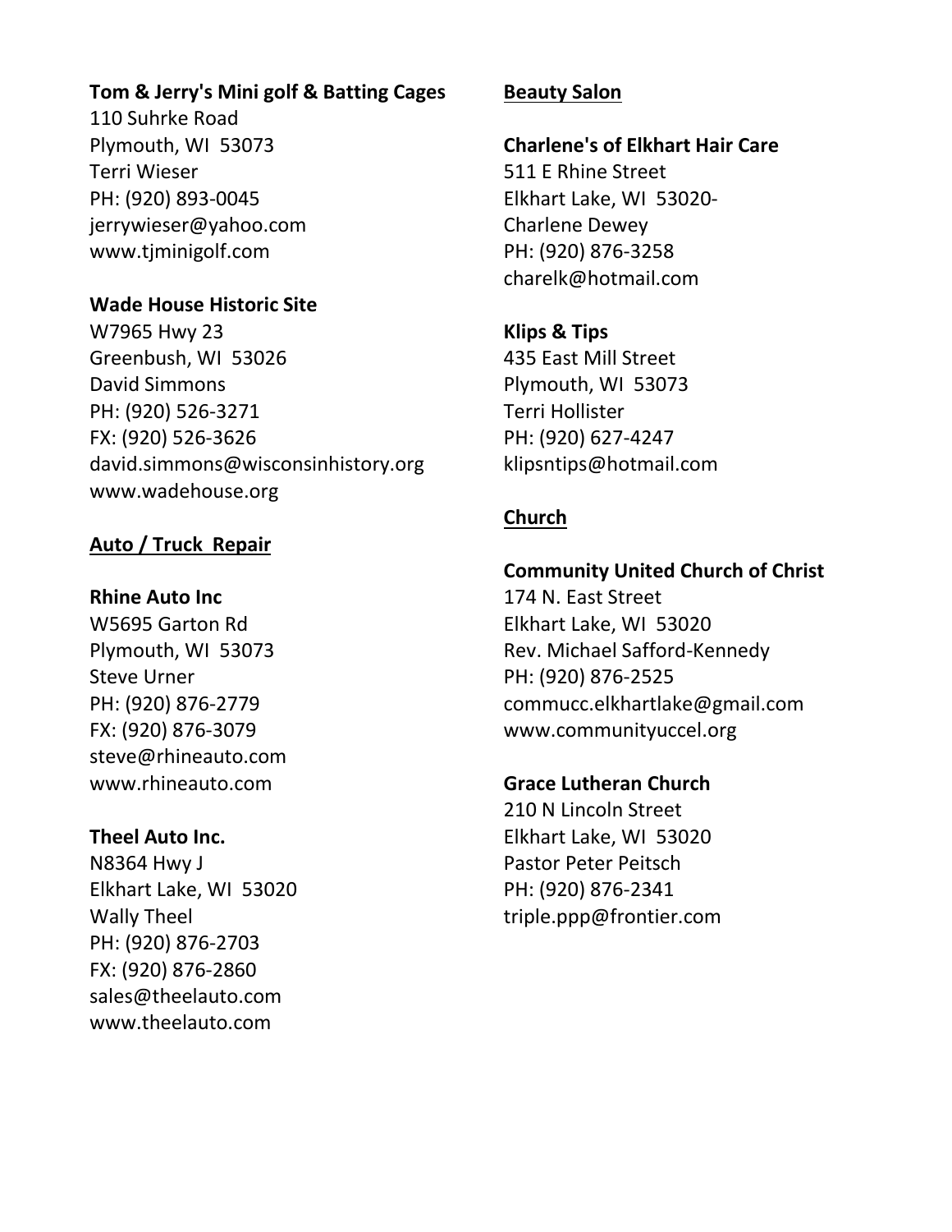**Tom & Jerry's Mini golf & Batting Cages**
110 Suhrke Road
Plymouth, WI 53073
Terri Wieser
PH: (920) 893-0045
jerrywieser@yahoo.com
www.tjminigolf.com

**Wade House Historic Site**
W7965 Hwy 23
Greenbush, WI 53026
David Simmons
PH: (920) 526-3271
FX: (920) 526-3626
david.simmons@wisconsinhistory.org
www.wadehouse.org

## Auto / Truck Repair

**Rhine Auto Inc**
W5695 Garton Rd
Plymouth, WI 53073
Steve Urner
PH: (920) 876-2779
FX: (920) 876-3079
steve@rhineauto.com
www.rhineauto.com

**Theel Auto Inc.**
N8364 Hwy J
Elkhart Lake, WI 53020
Wally Theel
PH: (920) 876-2703
FX: (920) 876-2860
sales@theelauto.com
www.theelauto.com

## Beauty Salon

**Charlene's of Elkhart Hair Care**
511 E Rhine Street
Elkhart Lake, WI 53020-
Charlene Dewey
PH: (920) 876-3258
charelk@hotmail.com

**Klips & Tips**
435 East Mill Street
Plymouth, WI 53073
Terri Hollister
PH: (920) 627-4247
klipsntips@hotmail.com

## Church

**Community United Church of Christ**
174 N. East Street
Elkhart Lake, WI 53020
Rev. Michael Safford-Kennedy
PH: (920) 876-2525
commucc.elkhartlake@gmail.com
www.communityuccel.org

**Grace Lutheran Church**
210 N Lincoln Street
Elkhart Lake, WI 53020
Pastor Peter Peitsch
PH: (920) 876-2341
triple.ppp@frontier.com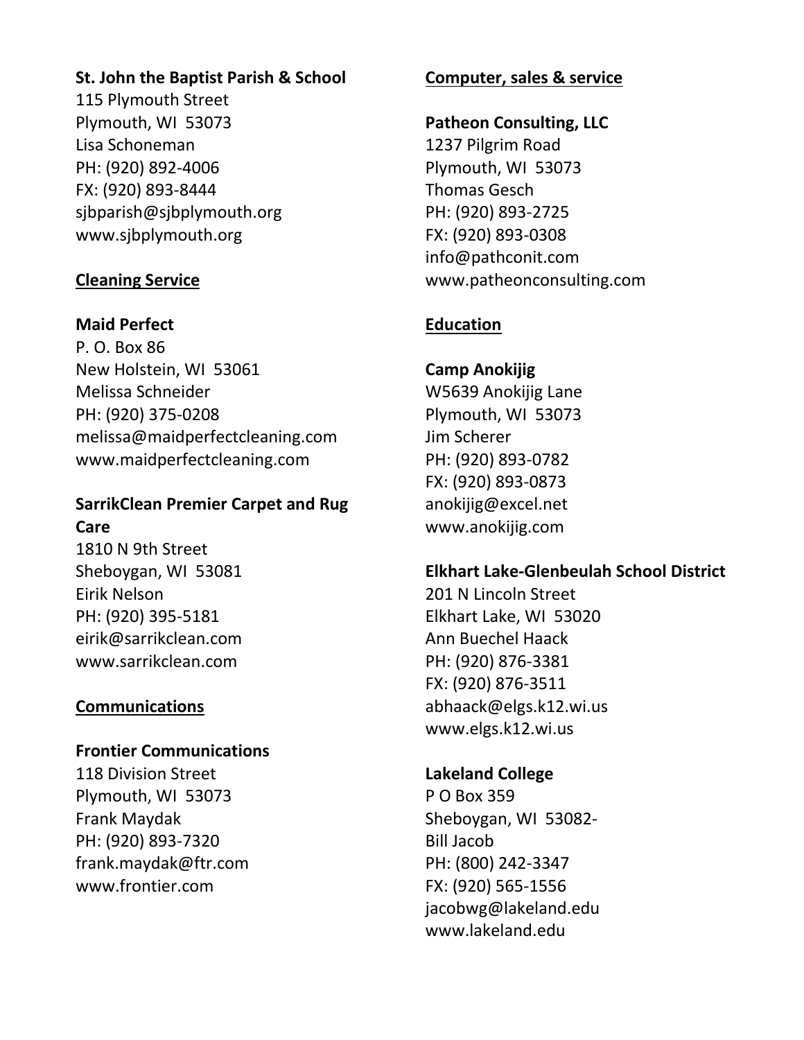**St. John the Baptist Parish & School**
115 Plymouth Street
Plymouth, WI  53073
Lisa Schoneman
PH: (920) 892-4006
FX: (920) 893-8444
sjbparish@sjbplymouth.org
www.sjbplymouth.org

## Cleaning Service

**Maid Perfect**
P. O. Box 86
New Holstein, WI  53061
Melissa Schneider
PH: (920) 375-0208
melissa@maidperfectcleaning.com
www.maidperfectcleaning.com

**SarrikClean Premier Carpet and Rug Care**
1810 N 9th Street
Sheboygan, WI  53081
Eirik Nelson
PH: (920) 395-5181
eirik@sarrikclean.com
www.sarrikclean.com

## Communications

**Frontier Communications**
118 Division Street
Plymouth, WI  53073
Frank Maydak
PH: (920) 893-7320
frank.maydak@ftr.com
www.frontier.com

## Computer, sales & service

**Patheon Consulting, LLC**
1237 Pilgrim Road
Plymouth, WI  53073
Thomas Gesch
PH: (920) 893-2725
FX: (920) 893-0308
info@pathconit.com
www.patheonconsulting.com

## Education

**Camp Anokijig**
W5639 Anokijig Lane
Plymouth, WI  53073
Jim Scherer
PH: (920) 893-0782
FX: (920) 893-0873
anokijig@excel.net
www.anokijig.com

**Elkhart Lake-Glenbeulah School District**
201 N Lincoln Street
Elkhart Lake, WI  53020
Ann Buechel Haack
PH: (920) 876-3381
FX: (920) 876-3511
abhaack@elgs.k12.wi.us
www.elgs.k12.wi.us

**Lakeland College**
P O Box 359
Sheboygan, WI  53082-
Bill Jacob
PH: (800) 242-3347
FX: (920) 565-1556
jacobwg@lakeland.edu
www.lakeland.edu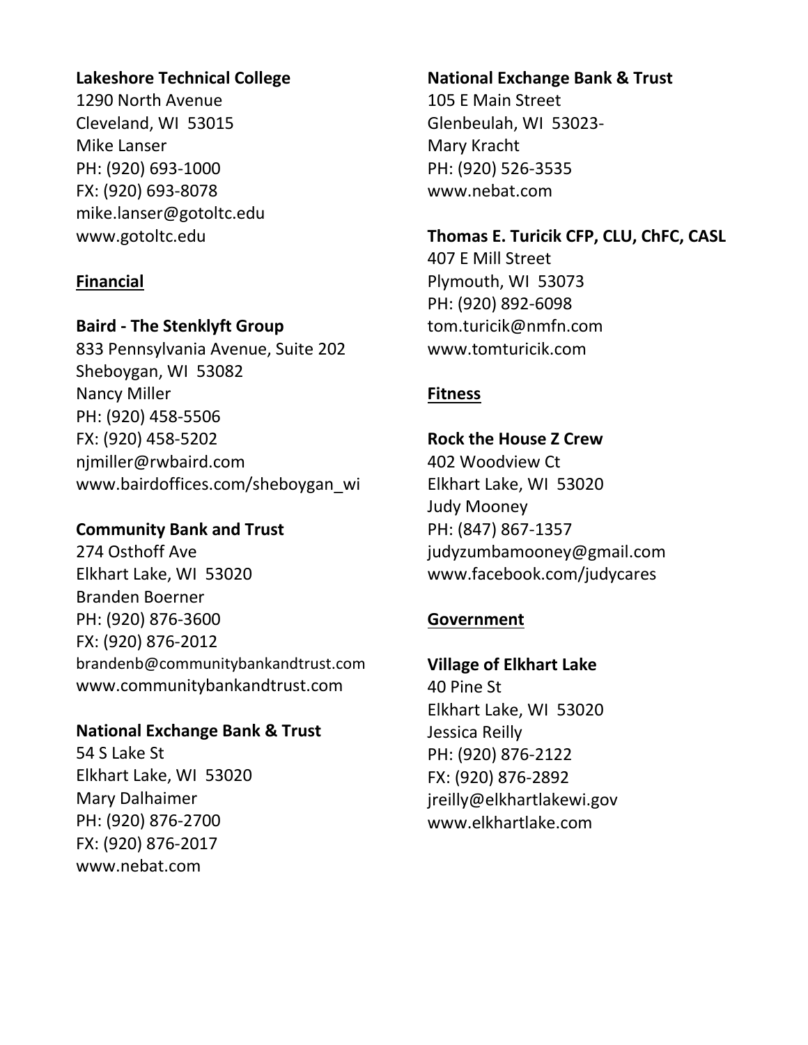**Lakeshore Technical College**
1290 North Avenue
Cleveland, WI 53015
Mike Lanser
PH: (920) 693-1000
FX: (920) 693-8078
mike.lanser@gotoltc.edu
www.gotoltc.edu

## Financial

**Baird - The Stenklyft Group**
833 Pennsylvania Avenue, Suite 202
Sheboygan, WI 53082
Nancy Miller
PH: (920) 458-5506
FX: (920) 458-5202
njmiller@rwbaird.com
www.bairdoffices.com/sheboygan_wi

**Community Bank and Trust**
274 Osthoff Ave
Elkhart Lake, WI 53020
Branden Boerner
PH: (920) 876-3600
FX: (920) 876-2012
brandenb@communitybankandtrust.com
www.communitybankandtrust.com

**National Exchange Bank & Trust**
54 S Lake St
Elkhart Lake, WI 53020
Mary Dalhaimer
PH: (920) 876-2700
FX: (920) 876-2017
www.nebat.com

**National Exchange Bank & Trust**
105 E Main Street
Glenbeulah, WI 53023-
Mary Kracht
PH: (920) 526-3535
www.nebat.com

**Thomas E. Turicik CFP, CLU, ChFC, CASL**
407 E Mill Street
Plymouth, WI 53073
PH: (920) 892-6098
tom.turicik@nmfn.com
www.tomturicik.com

## Fitness

**Rock the House Z Crew**
402 Woodview Ct
Elkhart Lake, WI 53020
Judy Mooney
PH: (847) 867-1357
judyzumbamooney@gmail.com
www.facebook.com/judycares

## Government

**Village of Elkhart Lake**
40 Pine St
Elkhart Lake, WI 53020
Jessica Reilly
PH: (920) 876-2122
FX: (920) 876-2892
jreilly@elkhartlakewi.gov
www.elkhartlake.com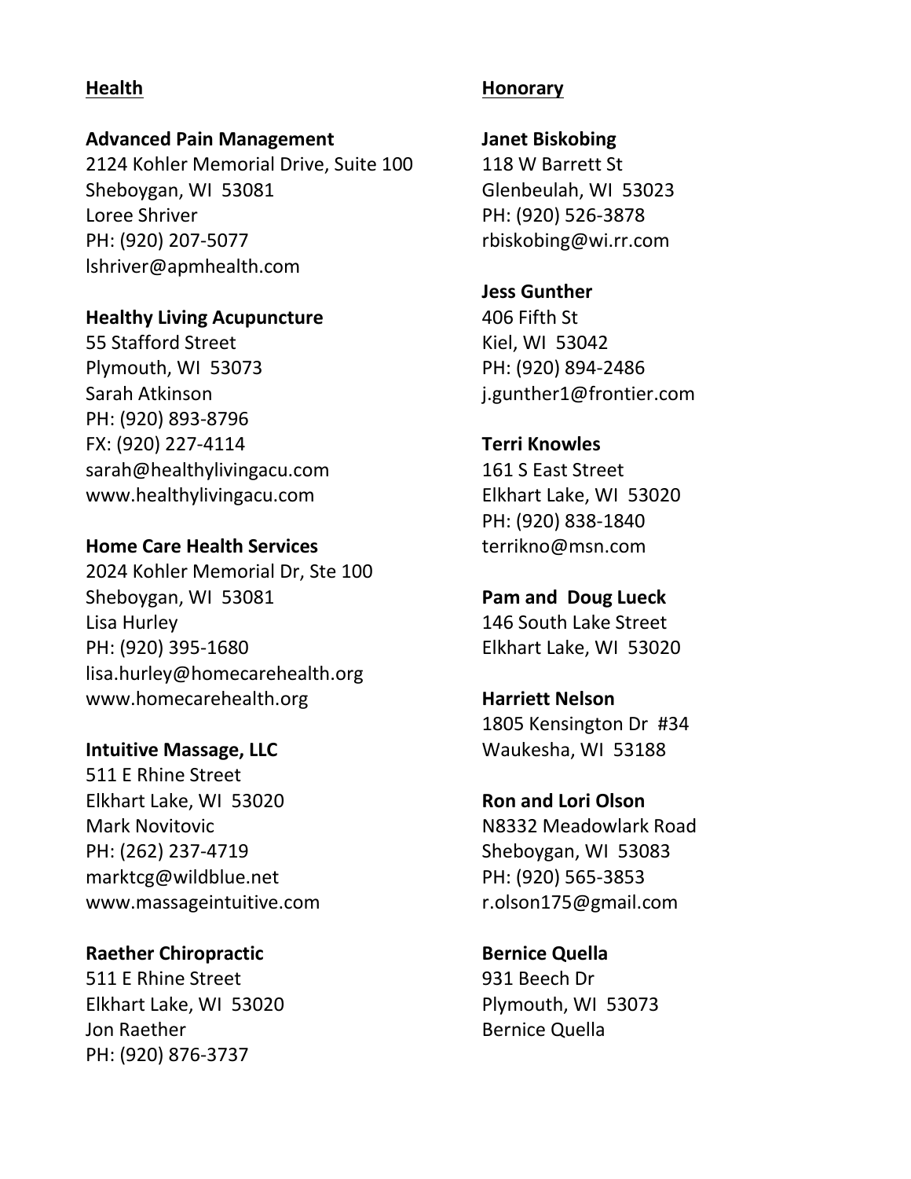**Health**

**Advanced Pain Management**
2124 Kohler Memorial Drive, Suite 100
Sheboygan, WI 53081
Loree Shriver
PH: (920) 207-5077
lshriver@apmhealth.com

**Healthy Living Acupuncture**
55 Stafford Street
Plymouth, WI 53073
Sarah Atkinson
PH: (920) 893-8796
FX: (920) 227-4114
sarah@healthylivingacu.com
www.healthylivingacu.com

**Home Care Health Services**
2024 Kohler Memorial Dr, Ste 100
Sheboygan, WI 53081
Lisa Hurley
PH: (920) 395-1680
lisa.hurley@homecarehealth.org
www.homecarehealth.org

**Intuitive Massage, LLC**
511 E Rhine Street
Elkhart Lake, WI 53020
Mark Novitovic
PH: (262) 237-4719
marktcg@wildblue.net
www.massageintuitive.com

**Raether Chiropractic**
511 E Rhine Street
Elkhart Lake, WI 53020
Jon Raether
PH: (920) 876-3737

**Honorary**

**Janet Biskobing**
118 W Barrett St
Glenbeulah, WI 53023
PH: (920) 526-3878
rbiskobing@wi.rr.com

**Jess Gunther**
406 Fifth St
Kiel, WI 53042
PH: (920) 894-2486
j.gunther1@frontier.com

**Terri Knowles**
161 S East Street
Elkhart Lake, WI 53020
PH: (920) 838-1840
terrikno@msn.com

**Pam and Doug Lueck**
146 South Lake Street
Elkhart Lake, WI 53020

**Harriett Nelson**
1805 Kensington Dr #34
Waukesha, WI 53188

**Ron and Lori Olson**
N8332 Meadowlark Road
Sheboygan, WI 53083
PH: (920) 565-3853
r.olson175@gmail.com

**Bernice Quella**
931 Beech Dr
Plymouth, WI 53073
Bernice Quella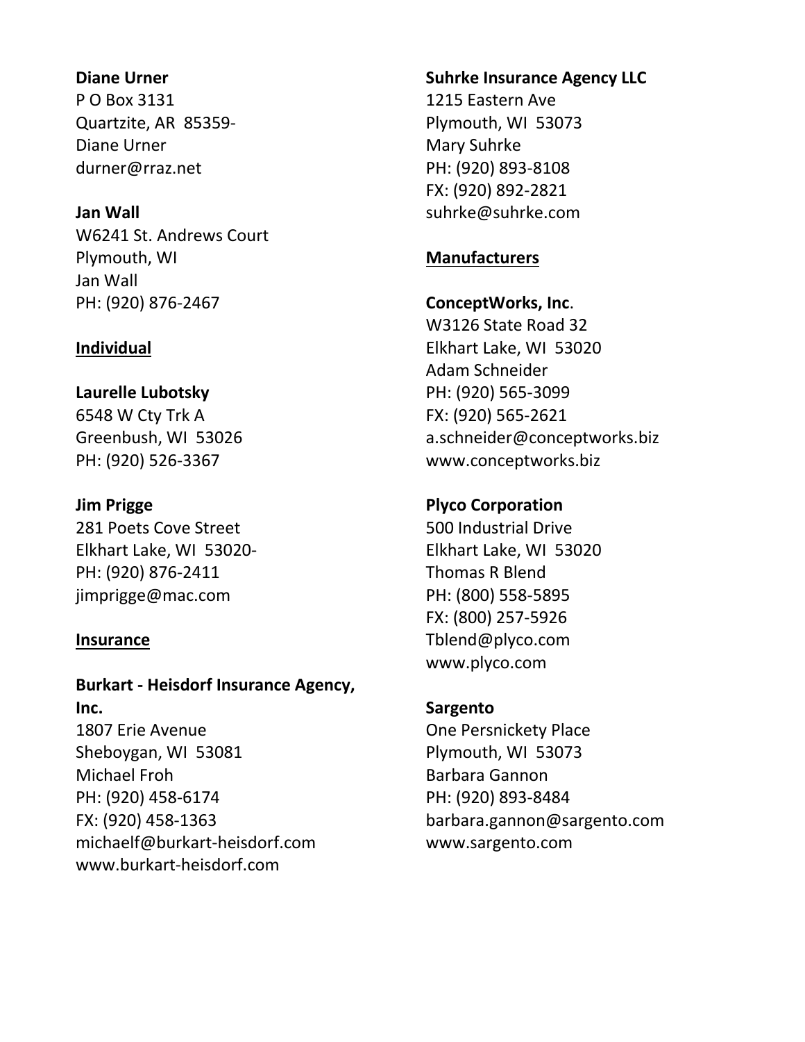**Diane Urner**
P O Box 3131
Quartzite, AR 85359-
Diane Urner
durner@rraz.net

**Jan Wall**
W6241 St. Andrews Court
Plymouth, WI
Jan Wall
PH: (920) 876-2467

## Individual

**Laurelle Lubotsky**
6548 W Cty Trk A
Greenbush, WI 53026
PH: (920) 526-3367

**Jim Prigge**
281 Poets Cove Street
Elkhart Lake, WI 53020-
PH: (920) 876-2411
jimprigge@mac.com

## Insurance

**Burkart - Heisdorf Insurance Agency, Inc.**
1807 Erie Avenue
Sheboygan, WI 53081
Michael Froh
PH: (920) 458-6174
FX: (920) 458-1363
michaelf@burkart-heisdorf.com
www.burkart-heisdorf.com

**Suhrke Insurance Agency LLC**
1215 Eastern Ave
Plymouth, WI 53073
Mary Suhrke
PH: (920) 893-8108
FX: (920) 892-2821
suhrke@suhrke.com

## Manufacturers

**ConceptWorks, Inc**.
W3126 State Road 32
Elkhart Lake, WI 53020
Adam Schneider
PH: (920) 565-3099
FX: (920) 565-2621
a.schneider@conceptworks.biz
www.conceptworks.biz

**Plyco Corporation**
500 Industrial Drive
Elkhart Lake, WI 53020
Thomas R Blend
PH: (800) 558-5895
FX: (800) 257-5926
Tblend@plyco.com
www.plyco.com

**Sargento**
One Persnickety Place
Plymouth, WI 53073
Barbara Gannon
PH: (920) 893-8484
barbara.gannon@sargento.com
www.sargento.com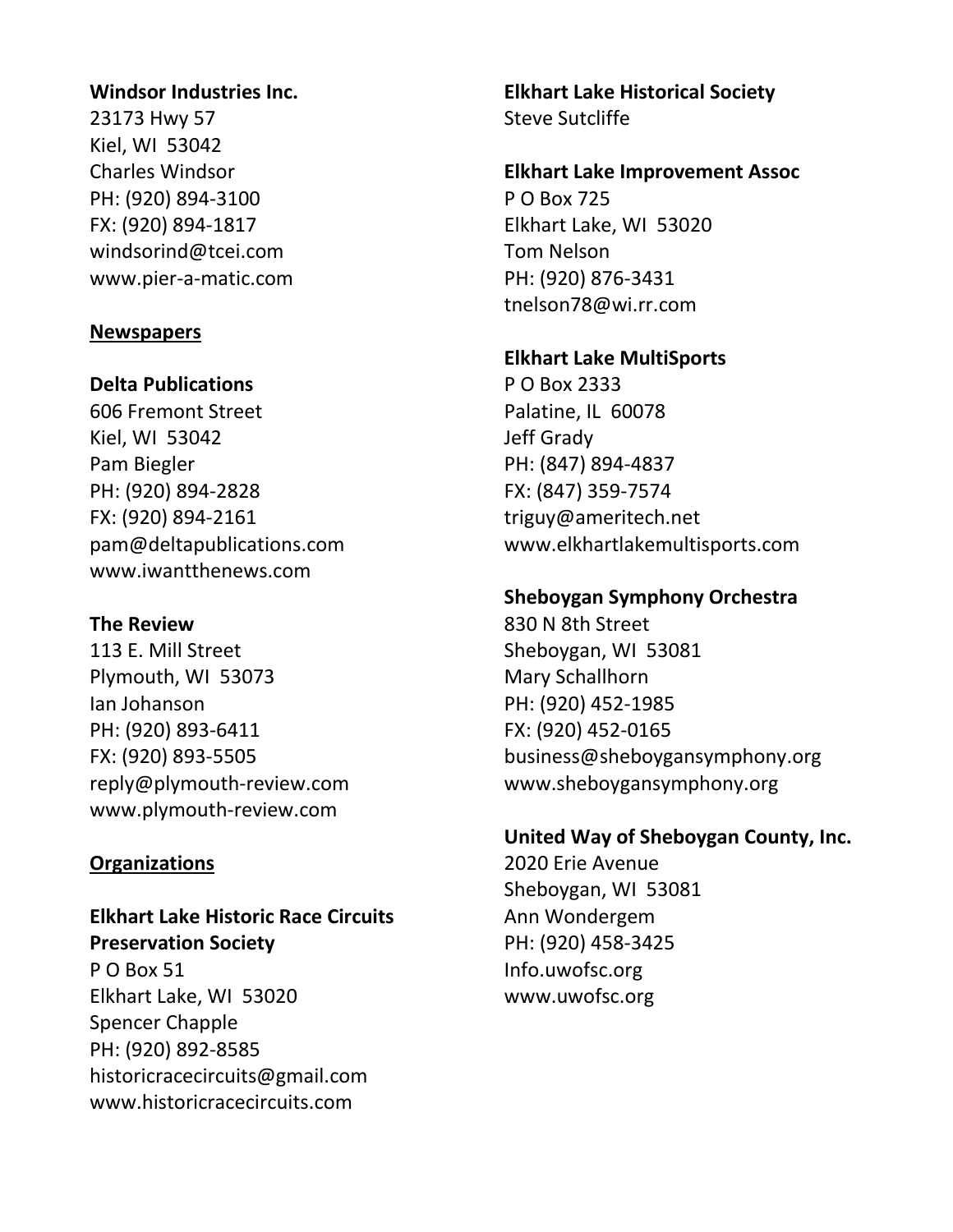**Windsor Industries Inc.**
23173 Hwy 57
Kiel, WI 53042
Charles Windsor
PH: (920) 894-3100
FX: (920) 894-1817
windsorind@tcei.com
www.pier-a-matic.com

## Newspapers

**Delta Publications**
606 Fremont Street
Kiel, WI 53042
Pam Biegler
PH: (920) 894-2828
FX: (920) 894-2161
pam@deltapublications.com
www.iwantthenews.com

**The Review**
113 E. Mill Street
Plymouth, WI 53073
Ian Johanson
PH: (920) 893-6411
FX: (920) 893-5505
reply@plymouth-review.com
www.plymouth-review.com

## Organizations

**Elkhart Lake Historic Race Circuits Preservation Society**
P O Box 51
Elkhart Lake, WI 53020
Spencer Chapple
PH: (920) 892-8585
historicracecircuits@gmail.com
www.historicracecircuits.com

**Elkhart Lake Historical Society**
Steve Sutcliffe

**Elkhart Lake Improvement Assoc**
P O Box 725
Elkhart Lake, WI 53020
Tom Nelson
PH: (920) 876-3431
tnelson78@wi.rr.com

**Elkhart Lake MultiSports**
P O Box 2333
Palatine, IL 60078
Jeff Grady
PH: (847) 894-4837
FX: (847) 359-7574
triguy@ameritech.net
www.elkhartlakemultisports.com

**Sheboygan Symphony Orchestra**
830 N 8th Street
Sheboygan, WI 53081
Mary Schallhorn
PH: (920) 452-1985
FX: (920) 452-0165
business@sheboygansymphony.org
www.sheboygansymphony.org

**United Way of Sheboygan County, Inc.**
2020 Erie Avenue
Sheboygan, WI 53081
Ann Wondergem
PH: (920) 458-3425
Info.uwofsc.org
www.uwofsc.org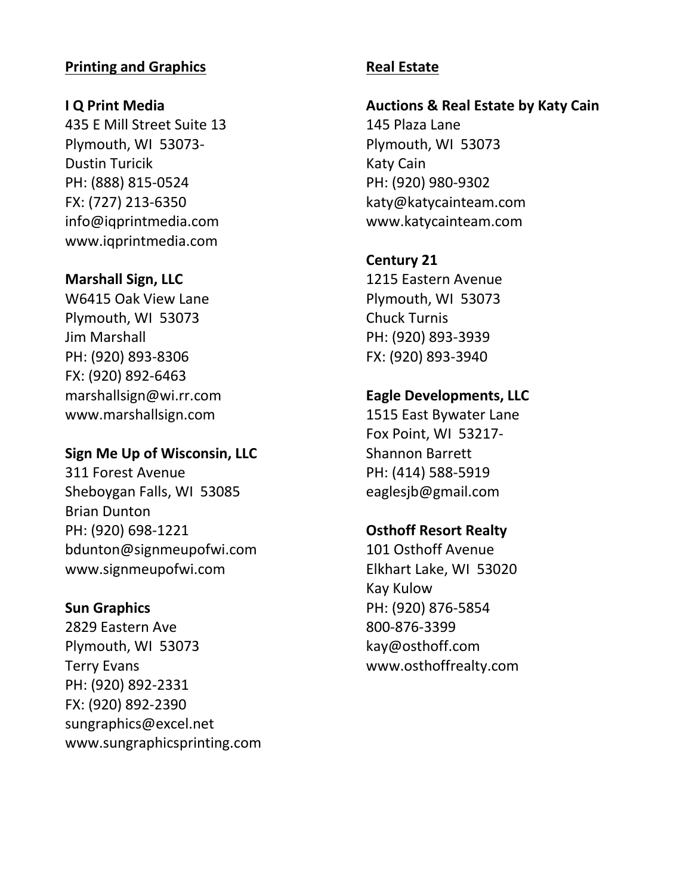## Printing and Graphics

**I Q Print Media**
435 E Mill Street Suite 13
Plymouth, WI 53073-
Dustin Turicik
PH: (888) 815-0524
FX: (727) 213-6350
info@iqprintmedia.com
www.iqprintmedia.com

**Marshall Sign, LLC**
W6415 Oak View Lane
Plymouth, WI 53073
Jim Marshall
PH: (920) 893-8306
FX: (920) 892-6463
marshallsign@wi.rr.com
www.marshallsign.com

**Sign Me Up of Wisconsin, LLC**
311 Forest Avenue
Sheboygan Falls, WI 53085
Brian Dunton
PH: (920) 698-1221
bdunton@signmeupofwi.com
www.signmeupofwi.com

**Sun Graphics**
2829 Eastern Ave
Plymouth, WI 53073
Terry Evans
PH: (920) 892-2331
FX: (920) 892-2390
sungraphics@excel.net
www.sungraphicsprinting.com

## Real Estate

**Auctions & Real Estate by Katy Cain**
145 Plaza Lane
Plymouth, WI 53073
Katy Cain
PH: (920) 980-9302
katy@katycainteam.com
www.katycainteam.com

**Century 21**
1215 Eastern Avenue
Plymouth, WI 53073
Chuck Turnis
PH: (920) 893-3939
FX: (920) 893-3940

**Eagle Developments, LLC**
1515 East Bywater Lane
Fox Point, WI 53217-
Shannon Barrett
PH: (414) 588-5919
eaglesjb@gmail.com

**Osthoff Resort Realty**
101 Osthoff Avenue
Elkhart Lake, WI 53020
Kay Kulow
PH: (920) 876-5854
800-876-3399
kay@osthoff.com
www.osthoffrealty.com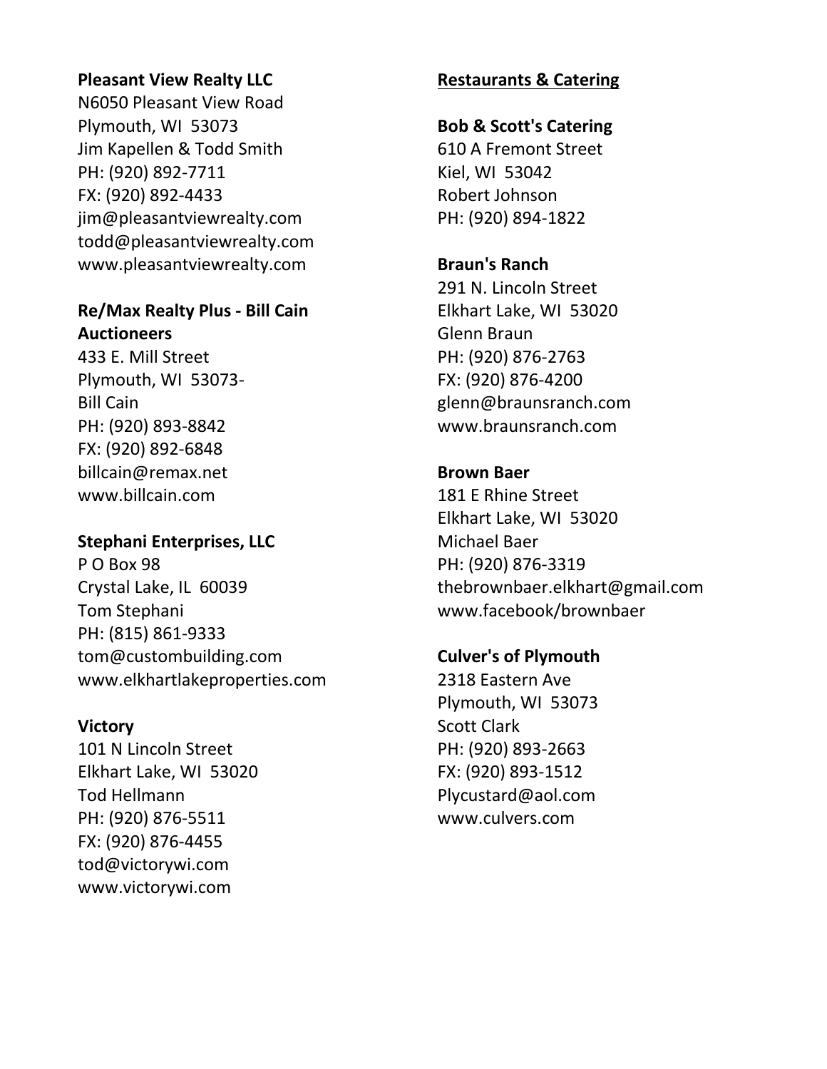**Pleasant View Realty LLC**
N6050 Pleasant View Road
Plymouth, WI 53073
Jim Kapellen & Todd Smith
PH: (920) 892-7711
FX: (920) 892-4433
jim@pleasantviewrealty.com
todd@pleasantviewrealty.com
www.pleasantviewrealty.com

**Re/Max Realty Plus - Bill Cain Auctioneers**
433 E. Mill Street
Plymouth, WI 53073-
Bill Cain
PH: (920) 893-8842
FX: (920) 892-6848
billcain@remax.net
www.billcain.com

**Stephani Enterprises, LLC**
P O Box 98
Crystal Lake, IL 60039
Tom Stephani
PH: (815) 861-9333
tom@custombuilding.com
www.elkhartlakeproperties.com

**Victory**
101 N Lincoln Street
Elkhart Lake, WI 53020
Tod Hellmann
PH: (920) 876-5511
FX: (920) 876-4455
tod@victorywi.com
www.victorywi.com

## Restaurants & Catering

**Bob & Scott's Catering**
610 A Fremont Street
Kiel, WI 53042
Robert Johnson
PH: (920) 894-1822

**Braun's Ranch**
291 N. Lincoln Street
Elkhart Lake, WI 53020
Glenn Braun
PH: (920) 876-2763
FX: (920) 876-4200
glenn@braunsranch.com
www.braunsranch.com

**Brown Baer**
181 E Rhine Street
Elkhart Lake, WI 53020
Michael Baer
PH: (920) 876-3319
thebrownbaer.elkhart@gmail.com
www.facebook/brownbaer

**Culver's of Plymouth**
2318 Eastern Ave
Plymouth, WI 53073
Scott Clark
PH: (920) 893-2663
FX: (920) 893-1512
Plycustard@aol.com
www.culvers.com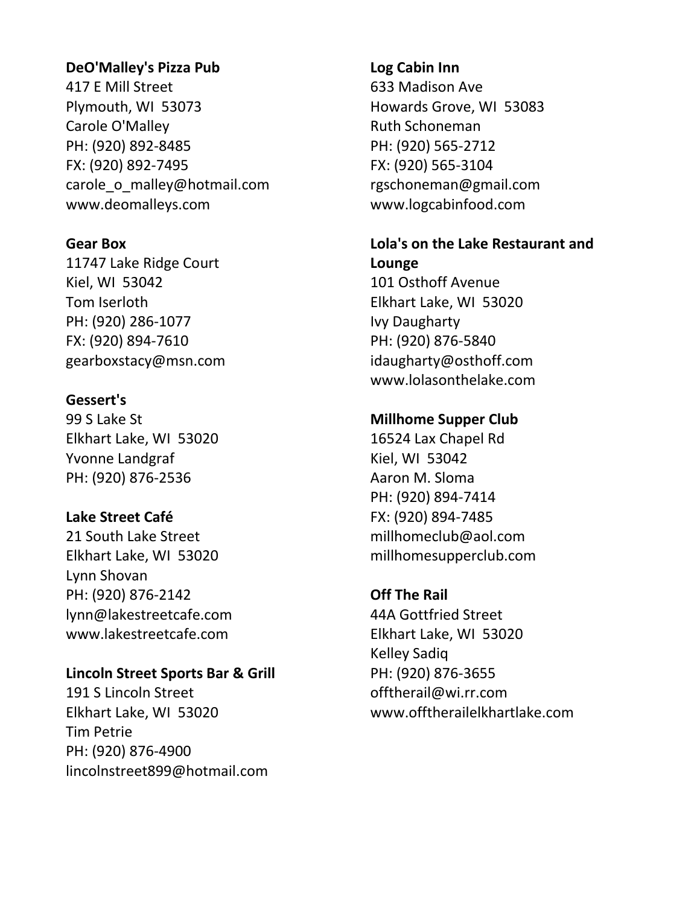**DeO'Malley's Pizza Pub**
417 E Mill Street
Plymouth, WI 53073
Carole O'Malley
PH: (920) 892-8485
FX: (920) 892-7495
carole_o_malley@hotmail.com
www.deomalleys.com

**Gear Box**
11747 Lake Ridge Court
Kiel, WI 53042
Tom Iserloth
PH: (920) 286-1077
FX: (920) 894-7610
gearboxstacy@msn.com

**Gessert's**
99 S Lake St
Elkhart Lake, WI 53020
Yvonne Landgraf
PH: (920) 876-2536

**Lake Street Café**
21 South Lake Street
Elkhart Lake, WI 53020
Lynn Shovan
PH: (920) 876-2142
lynn@lakestreetcafe.com
www.lakestreetcafe.com

**Lincoln Street Sports Bar & Grill**
191 S Lincoln Street
Elkhart Lake, WI 53020
Tim Petrie
PH: (920) 876-4900
lincolnstreet899@hotmail.com

**Log Cabin Inn**
633 Madison Ave
Howards Grove, WI 53083
Ruth Schoneman
PH: (920) 565-2712
FX: (920) 565-3104
rgschoneman@gmail.com
www.logcabinfood.com

**Lola's on the Lake Restaurant and Lounge**
101 Osthoff Avenue
Elkhart Lake, WI 53020
Ivy Daugharty
PH: (920) 876-5840
idaugharty@osthoff.com
www.lolasonthelake.com

**Millhome Supper Club**
16524 Lax Chapel Rd
Kiel, WI 53042
Aaron M. Sloma
PH: (920) 894-7414
FX: (920) 894-7485
millhomeclub@aol.com
millhomesupperclub.com

**Off The Rail**
44A Gottfried Street
Elkhart Lake, WI 53020
Kelley Sadiq
PH: (920) 876-3655
offtherail@wi.rr.com
www.offtherailelkhartlake.com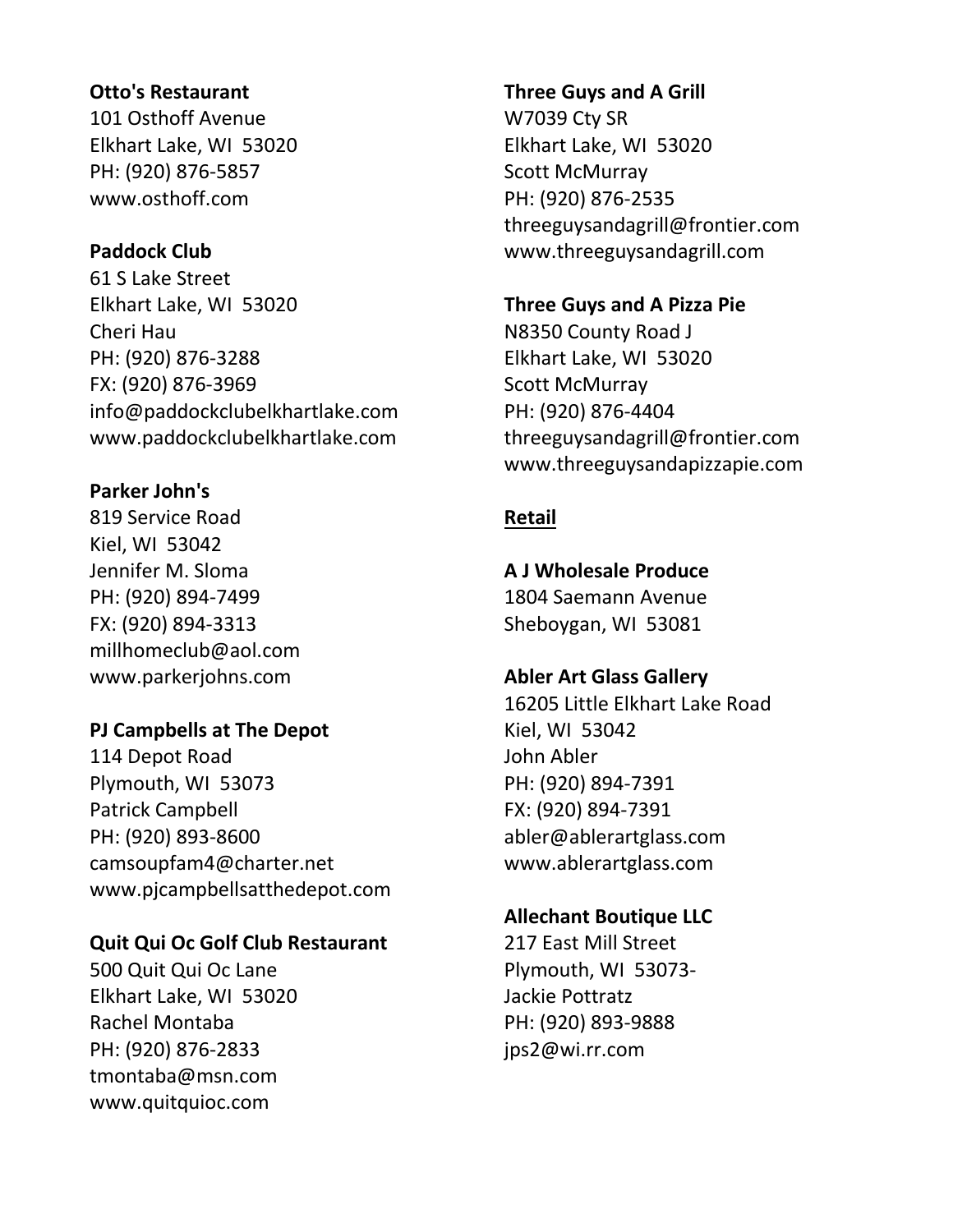**Otto's Restaurant**
101 Osthoff Avenue
Elkhart Lake, WI  53020
PH: (920) 876-5857
www.osthoff.com

**Paddock Club**
61 S Lake Street
Elkhart Lake, WI  53020
Cheri Hau
PH: (920) 876-3288
FX: (920) 876-3969
info@paddockclubelkhartlake.com
www.paddockclubelkhartlake.com

**Parker John's**
819 Service Road
Kiel, WI  53042
Jennifer M. Sloma
PH: (920) 894-7499
FX: (920) 894-3313
millhomeclub@aol.com
www.parkerjohns.com

**PJ Campbells at The Depot**
114 Depot Road
Plymouth, WI  53073
Patrick Campbell
PH: (920) 893-8600
camsoupfam4@charter.net
www.pjcampbellsatthedepot.com

**Quit Qui Oc Golf Club Restaurant**
500 Quit Qui Oc Lane
Elkhart Lake, WI  53020
Rachel Montaba
PH: (920) 876-2833
tmontaba@msn.com
www.quitquioc.com

**Three Guys and A Grill**
W7039 Cty SR
Elkhart Lake, WI  53020
Scott McMurray
PH: (920) 876-2535
threeguysandagrill@frontier.com
www.threeguysandagrill.com

**Three Guys and A Pizza Pie**
N8350 County Road J
Elkhart Lake, WI  53020
Scott McMurray
PH: (920) 876-4404
threeguysandagrill@frontier.com
www.threeguysandapizzapie.com

## Retail

**A J Wholesale Produce**
1804 Saemann Avenue
Sheboygan, WI  53081

**Abler Art Glass Gallery**
16205 Little Elkhart Lake Road
Kiel, WI  53042
John Abler
PH: (920) 894-7391
FX: (920) 894-7391
abler@ablerartglass.com
www.ablerartglass.com

**Allechant Boutique LLC**
217 East Mill Street
Plymouth, WI  53073-
Jackie Pottratz
PH: (920) 893-9888
jps2@wi.rr.com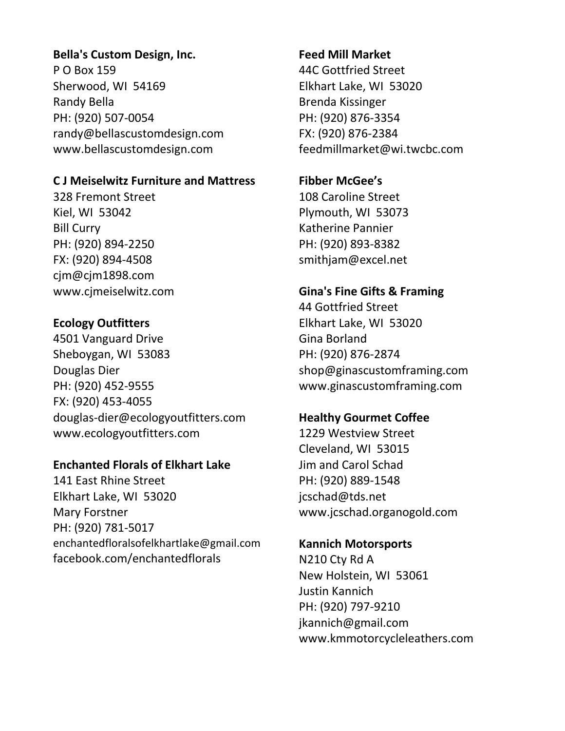**Bella's Custom Design, Inc.**
P O Box 159
Sherwood, WI 54169
Randy Bella
PH: (920) 507-0054
randy@bellascustomdesign.com
www.bellascustomdesign.com

**C J Meiselwitz Furniture and Mattress**
328 Fremont Street
Kiel, WI 53042
Bill Curry
PH: (920) 894-2250
FX: (920) 894-4508
cjm@cjm1898.com
www.cjmeiselwitz.com

**Ecology Outfitters**
4501 Vanguard Drive
Sheboygan, WI 53083
Douglas Dier
PH: (920) 452-9555
FX: (920) 453-4055
douglas-dier@ecologyoutfitters.com
www.ecologyoutfitters.com

**Enchanted Florals of Elkhart Lake**
141 East Rhine Street
Elkhart Lake, WI 53020
Mary Forstner
PH: (920) 781-5017
enchantedfloralsofelkhartlake@gmail.com
facebook.com/enchantedflorals

**Feed Mill Market**
44C Gottfried Street
Elkhart Lake, WI 53020
Brenda Kissinger
PH: (920) 876-3354
FX: (920) 876-2384
feedmillmarket@wi.twcbc.com

**Fibber McGee's**
108 Caroline Street
Plymouth, WI 53073
Katherine Pannier
PH: (920) 893-8382
smithjam@excel.net

**Gina's Fine Gifts & Framing**
44 Gottfried Street
Elkhart Lake, WI 53020
Gina Borland
PH: (920) 876-2874
shop@ginascustomframing.com
www.ginascustomframing.com

**Healthy Gourmet Coffee**
1229 Westview Street
Cleveland, WI 53015
Jim and Carol Schad
PH: (920) 889-1548
jcschad@tds.net
www.jcschad.organogold.com

**Kannich Motorsports**
N210 Cty Rd A
New Holstein, WI 53061
Justin Kannich
PH: (920) 797-9210
jkannich@gmail.com
www.kmmotorcycleleathers.com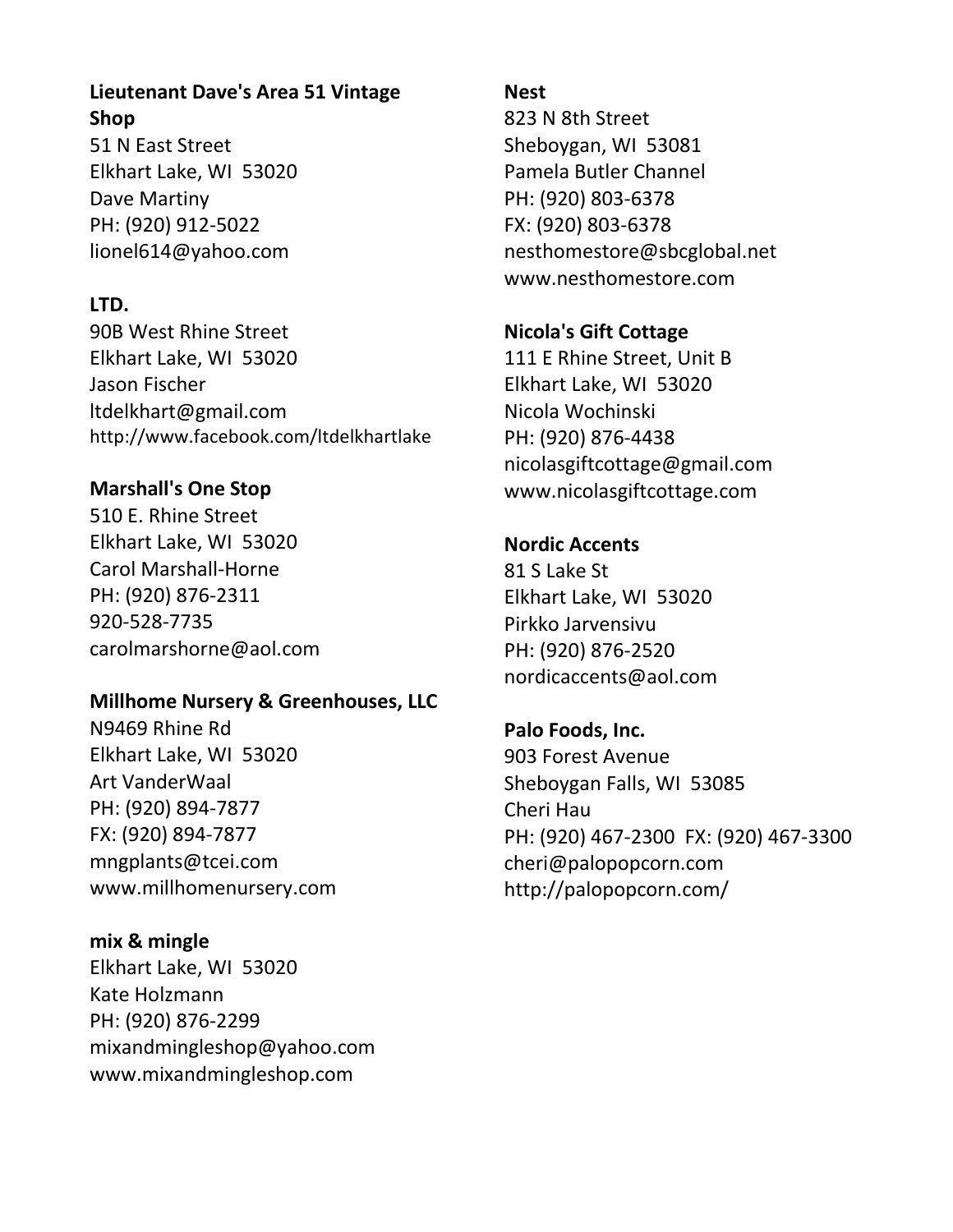**Lieutenant Dave's Area 51 Vintage Shop**
51 N East Street
Elkhart Lake, WI 53020
Dave Martiny
PH: (920) 912-5022
lionel614@yahoo.com

**LTD.**
90B West Rhine Street
Elkhart Lake, WI 53020
Jason Fischer
ltdelkhart@gmail.com
http://www.facebook.com/ltdelkhartlake

**Marshall's One Stop**
510 E. Rhine Street
Elkhart Lake, WI 53020
Carol Marshall-Horne
PH: (920) 876-2311
920-528-7735
carolmarshorne@aol.com

**Millhome Nursery & Greenhouses, LLC**
N9469 Rhine Rd
Elkhart Lake, WI 53020
Art VanderWaal
PH: (920) 894-7877
FX: (920) 894-7877
mngplants@tcei.com
www.millhomenursery.com

**mix & mingle**
Elkhart Lake, WI 53020
Kate Holzmann
PH: (920) 876-2299
mixandmingleshop@yahoo.com
www.mixandmingleshop.com

**Nest**
823 N 8th Street
Sheboygan, WI 53081
Pamela Butler Channel
PH: (920) 803-6378
FX: (920) 803-6378
nesthomestore@sbcglobal.net
www.nesthomestore.com

**Nicola's Gift Cottage**
111 E Rhine Street, Unit B
Elkhart Lake, WI 53020
Nicola Wochinski
PH: (920) 876-4438
nicolasgiftcottage@gmail.com
www.nicolasgiftcottage.com

**Nordic Accents**
81 S Lake St
Elkhart Lake, WI 53020
Pirkko Jarvensivu
PH: (920) 876-2520
nordicaccents@aol.com

**Palo Foods, Inc.**
903 Forest Avenue
Sheboygan Falls, WI 53085
Cheri Hau
PH: (920) 467-2300 FX: (920) 467-3300
cheri@palopopcorn.com
http://palopopcorn.com/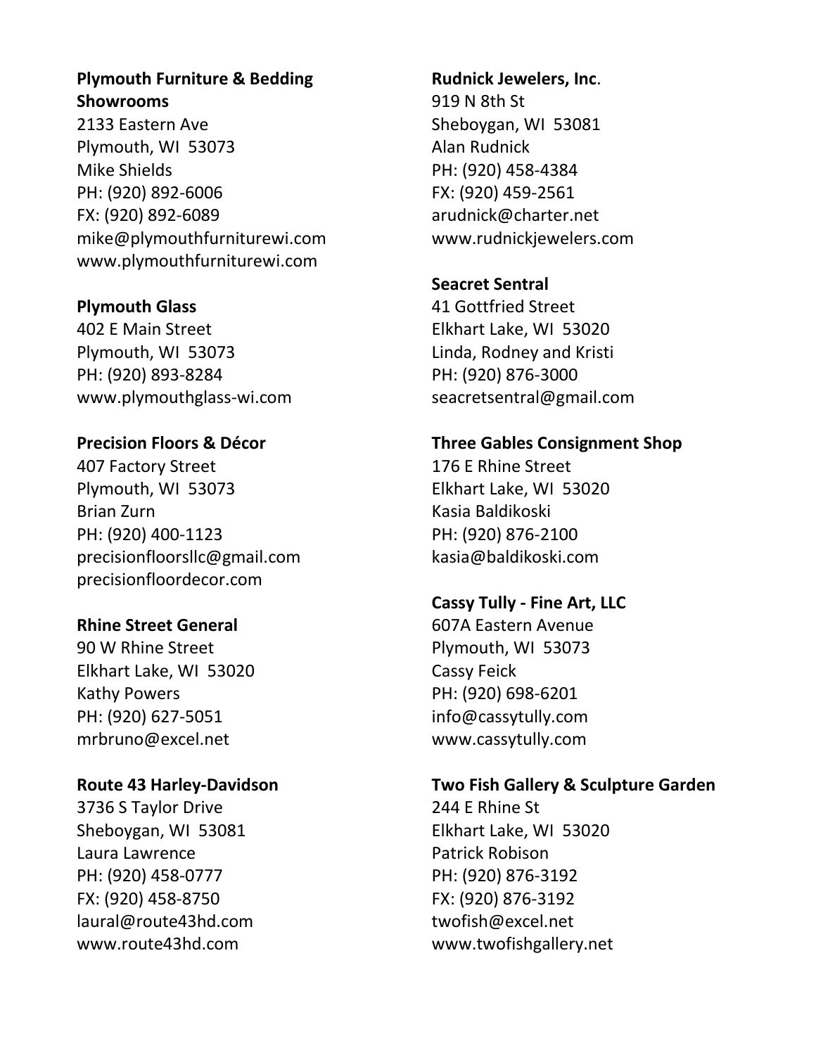**Plymouth Furniture & Bedding Showrooms**
2133 Eastern Ave
Plymouth, WI 53073
Mike Shields
PH: (920) 892-6006
FX: (920) 892-6089
mike@plymouthfurniturewi.com
www.plymouthfurniturewi.com

**Plymouth Glass**
402 E Main Street
Plymouth, WI 53073
PH: (920) 893-8284
www.plymouthglass-wi.com

**Precision Floors & Décor**
407 Factory Street
Plymouth, WI 53073
Brian Zurn
PH: (920) 400-1123
precisionfloorsllc@gmail.com
precisionfloordecor.com

**Rhine Street General**
90 W Rhine Street
Elkhart Lake, WI 53020
Kathy Powers
PH: (920) 627-5051
mrbruno@excel.net

**Route 43 Harley-Davidson**
3736 S Taylor Drive
Sheboygan, WI 53081
Laura Lawrence
PH: (920) 458-0777
FX: (920) 458-8750
laural@route43hd.com
www.route43hd.com

**Rudnick Jewelers, Inc**.
919 N 8th St
Sheboygan, WI 53081
Alan Rudnick
PH: (920) 458-4384
FX: (920) 459-2561
arudnick@charter.net
www.rudnickjewelers.com

**Seacret Sentral**
41 Gottfried Street
Elkhart Lake, WI 53020
Linda, Rodney and Kristi
PH: (920) 876-3000
seacretsentral@gmail.com

**Three Gables Consignment Shop**
176 E Rhine Street
Elkhart Lake, WI 53020
Kasia Baldikoski
PH: (920) 876-2100
kasia@baldikoski.com

**Cassy Tully - Fine Art, LLC**
607A Eastern Avenue
Plymouth, WI 53073
Cassy Feick
PH: (920) 698-6201
info@cassytully.com
www.cassytully.com

**Two Fish Gallery & Sculpture Garden**
244 E Rhine St
Elkhart Lake, WI 53020
Patrick Robison
PH: (920) 876-3192
FX: (920) 876-3192
twofish@excel.net
www.twofishgallery.net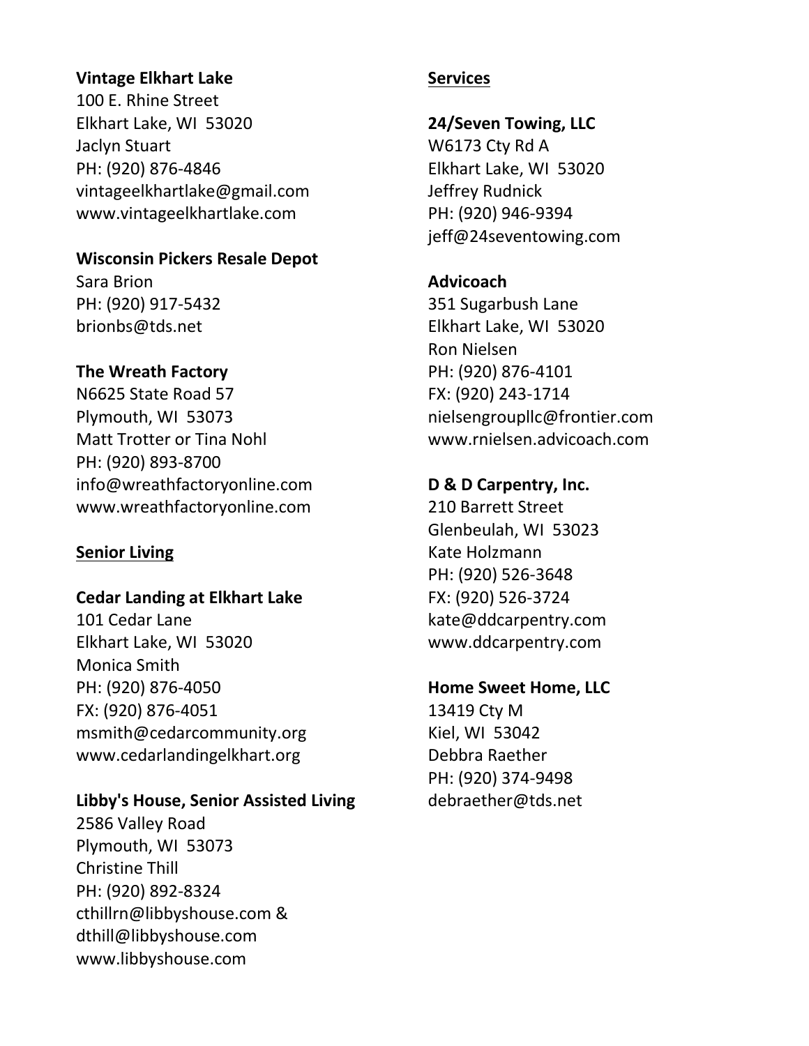**Vintage Elkhart Lake**
100 E. Rhine Street
Elkhart Lake, WI  53020
Jaclyn Stuart
PH: (920) 876-4846
vintageelkhartlake@gmail.com
www.vintageelkhartlake.com

**Wisconsin Pickers Resale Depot**
Sara Brion
PH: (920) 917-5432
brionbs@tds.net

**The Wreath Factory**
N6625 State Road 57
Plymouth, WI  53073
Matt Trotter or Tina Nohl
PH: (920) 893-8700
info@wreathfactoryonline.com
www.wreathfactoryonline.com

**Senior Living**

**Cedar Landing at Elkhart Lake**
101 Cedar Lane
Elkhart Lake, WI  53020
Monica Smith
PH: (920) 876-4050
FX: (920) 876-4051
msmith@cedarcommunity.org
www.cedarlandingelkhart.org

**Libby's House, Senior Assisted Living**
2586 Valley Road
Plymouth, WI  53073
Christine Thill
PH: (920) 892-8324
cthillrn@libbyshouse.com &
dthill@libbyshouse.com
www.libbyshouse.com

**Services**

**24/Seven Towing, LLC**
W6173 Cty Rd A
Elkhart Lake, WI  53020
Jeffrey Rudnick
PH: (920) 946-9394
jeff@24seventowing.com

**Advicoach**
351 Sugarbush Lane
Elkhart Lake, WI  53020
Ron Nielsen
PH: (920) 876-4101
FX: (920) 243-1714
nielsengroupllc@frontier.com
www.rnielsen.advicoach.com

**D & D Carpentry, Inc.**
210 Barrett Street
Glenbeulah, WI  53023
Kate Holzmann
PH: (920) 526-3648
FX: (920) 526-3724
kate@ddcarpentry.com
www.ddcarpentry.com

**Home Sweet Home, LLC**
13419 Cty M
Kiel, WI  53042
Debbra Raether
PH: (920) 374-9498
debraether@tds.net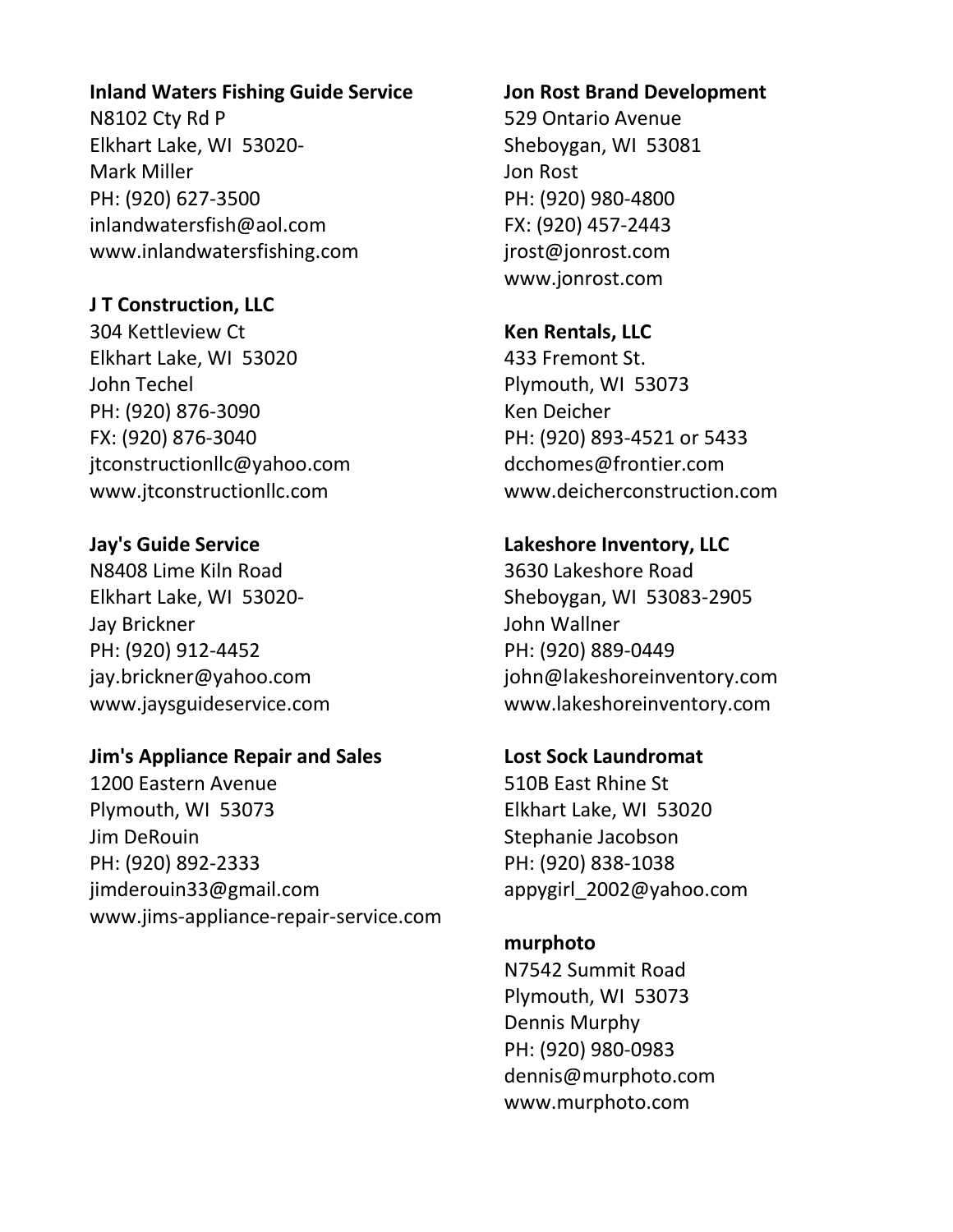**Inland Waters Fishing Guide Service**
N8102 Cty Rd P
Elkhart Lake, WI  53020-
Mark Miller
PH: (920) 627-3500
inlandwatersfish@aol.com
www.inlandwatersfishing.com

**J T Construction, LLC**
304 Kettleview Ct
Elkhart Lake, WI  53020
John Techel
PH: (920) 876-3090
FX: (920) 876-3040
jtconstructionllc@yahoo.com
www.jtconstructionllc.com

**Jay's Guide Service**
N8408 Lime Kiln Road
Elkhart Lake, WI  53020-
Jay Brickner
PH: (920) 912-4452
jay.brickner@yahoo.com
www.jaysguideservice.com

**Jim's Appliance Repair and Sales**
1200 Eastern Avenue
Plymouth, WI  53073
Jim DeRouin
PH: (920) 892-2333
jimderouin33@gmail.com
www.jims-appliance-repair-service.com

**Jon Rost Brand Development**
529 Ontario Avenue
Sheboygan, WI  53081
Jon Rost
PH: (920) 980-4800
FX: (920) 457-2443
jrost@jonrost.com
www.jonrost.com

**Ken Rentals, LLC**
433 Fremont St.
Plymouth, WI  53073
Ken Deicher
PH: (920) 893-4521 or 5433
dcchomes@frontier.com
www.deicherconstruction.com

**Lakeshore Inventory, LLC**
3630 Lakeshore Road
Sheboygan, WI  53083-2905
John Wallner
PH: (920) 889-0449
john@lakeshoreinventory.com
www.lakeshoreinventory.com

**Lost Sock Laundromat**
510B East Rhine St
Elkhart Lake, WI  53020
Stephanie Jacobson
PH: (920) 838-1038
appygirl_2002@yahoo.com

**murphoto**
N7542 Summit Road
Plymouth, WI  53073
Dennis Murphy
PH: (920) 980-0983
dennis@murphoto.com
www.murphoto.com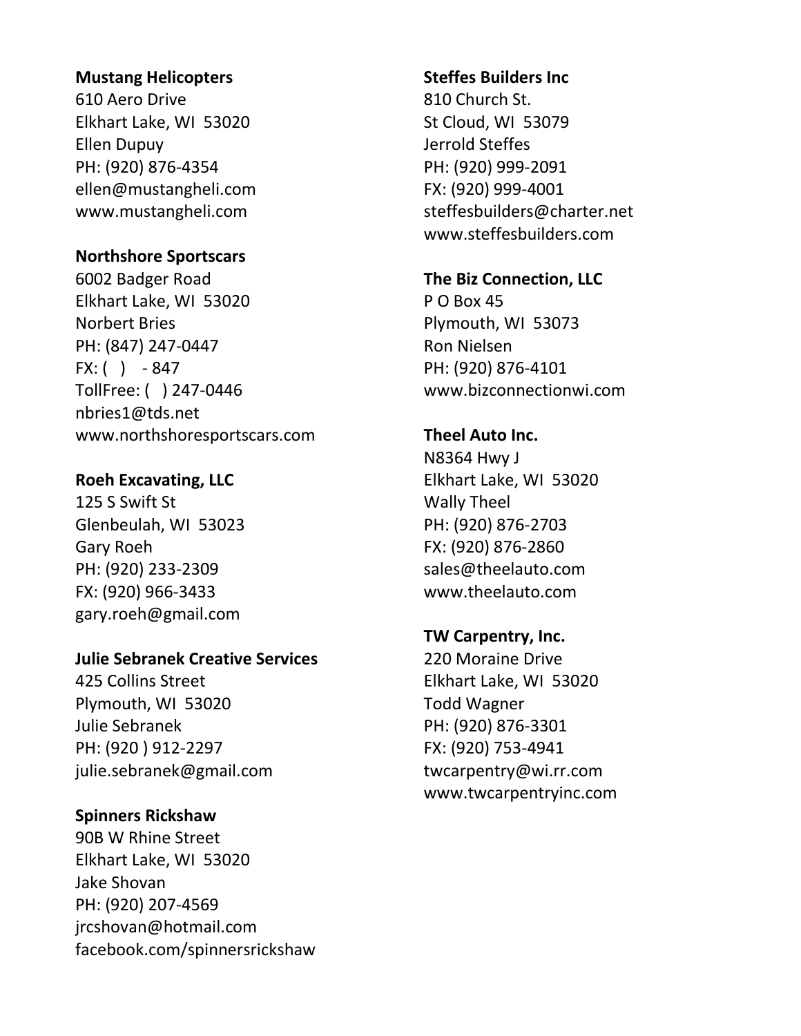**Mustang Helicopters**
610 Aero Drive
Elkhart Lake, WI  53020
Ellen Dupuy
PH: (920) 876-4354
ellen@mustangheli.com
www.mustangheli.com

**Northshore Sportscars**
6002 Badger Road
Elkhart Lake, WI  53020
Norbert Bries
PH: (847) 247-0447
FX: (   )    - 847
TollFree: (   ) 247-0446
nbries1@tds.net
www.northshoresportscars.com

**Roeh Excavating, LLC**
125 S Swift St
Glenbeulah, WI  53023
Gary Roeh
PH: (920) 233-2309
FX: (920) 966-3433
gary.roeh@gmail.com

**Julie Sebranek Creative Services**
425 Collins Street
Plymouth, WI  53020
Julie Sebranek
PH: (920 ) 912-2297
julie.sebranek@gmail.com

**Spinners Rickshaw**
90B W Rhine Street
Elkhart Lake, WI  53020
Jake Shovan
PH: (920) 207-4569
jrcshovan@hotmail.com
facebook.com/spinnersrickshaw

**Steffes Builders Inc**
810 Church St.
St Cloud, WI  53079
Jerrold Steffes
PH: (920) 999-2091
FX: (920) 999-4001
steffesbuilders@charter.net
www.steffesbuilders.com

**The Biz Connection, LLC**
P O Box 45
Plymouth, WI  53073
Ron Nielsen
PH: (920) 876-4101
www.bizconnectionwi.com

**Theel Auto Inc.**
N8364 Hwy J
Elkhart Lake, WI  53020
Wally Theel
PH: (920) 876-2703
FX: (920) 876-2860
sales@theelauto.com
www.theelauto.com

**TW Carpentry, Inc.**
220 Moraine Drive
Elkhart Lake, WI  53020
Todd Wagner
PH: (920) 876-3301
FX: (920) 753-4941
twcarpentry@wi.rr.com
www.twcarpentryinc.com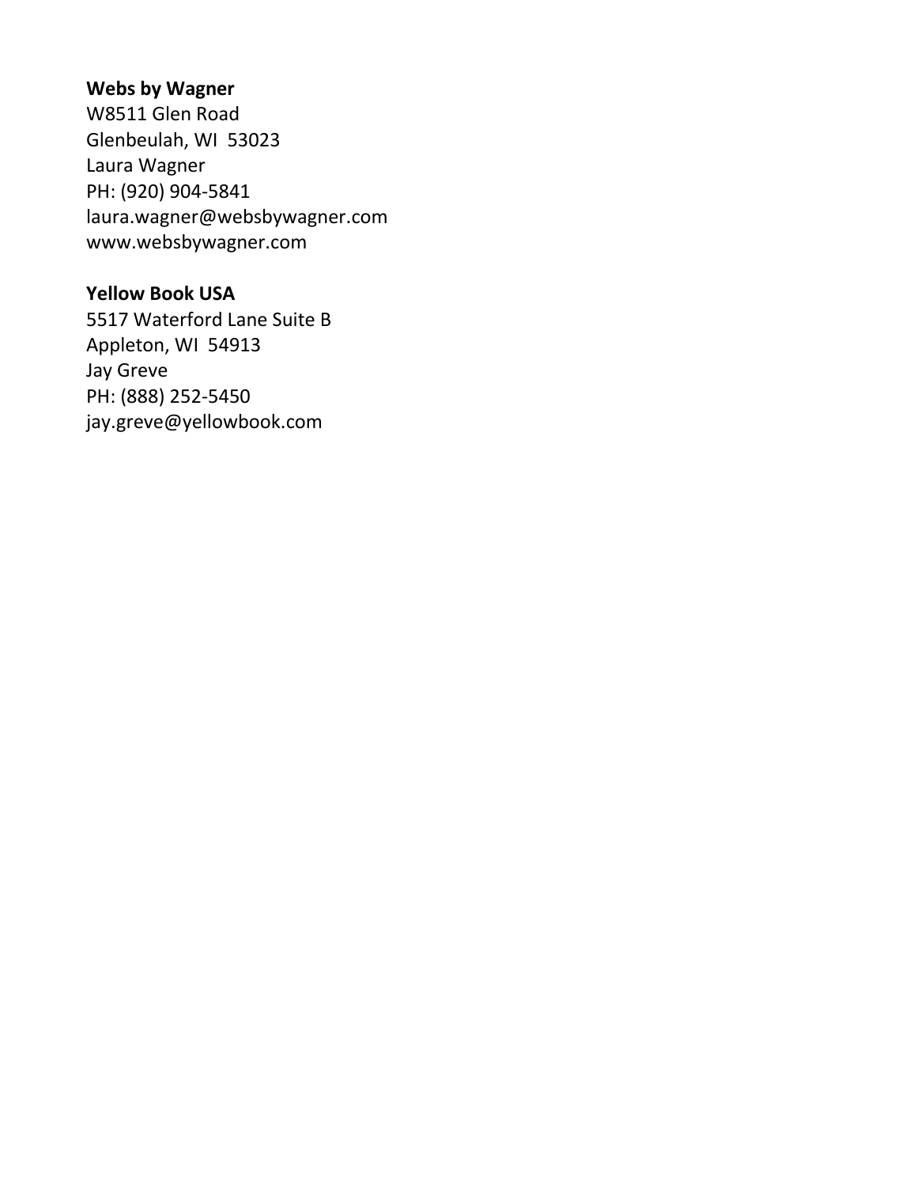**Webs by Wagner**
W8511 Glen Road
Glenbeulah, WI  53023
Laura Wagner
PH: (920) 904-5841
laura.wagner@websbywagner.com
www.websbywagner.com

**Yellow Book USA**
5517 Waterford Lane Suite B
Appleton, WI  54913
Jay Greve
PH: (888) 252-5450
jay.greve@yellowbook.com